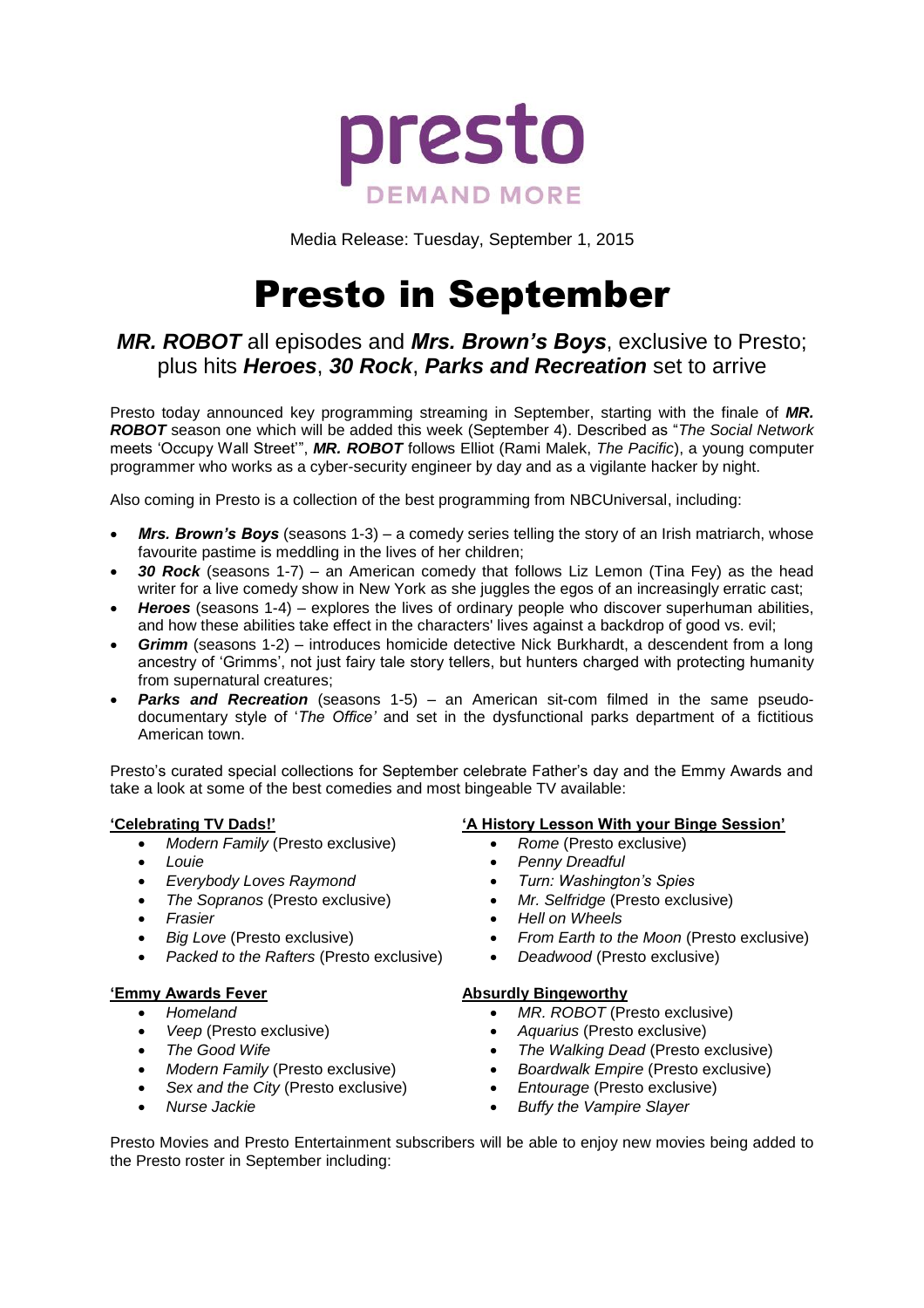presto

DEMAND MORE

Media Release: Tuesday, September 1, 2015

# Presto in September

## ***MR. ROBOT*** all episodes and ***Mrs. Brown's Boys***, exclusive to Presto; plus hits ***Heroes***, ***30 Rock***, ***Parks and Recreation*** set to arrive

Presto today announced key programming streaming in September, starting with the finale of ***MR. ROBOT*** season one which will be added this week (September 4). Described as "*The Social Network* meets 'Occupy Wall Street'", ***MR. ROBOT*** follows Elliot (Rami Malek, *The Pacific*), a young computer programmer who works as a cyber-security engineer by day and as a vigilante hacker by night.

Also coming in Presto is a collection of the best programming from NBCUniversal, including:

- ***Mrs. Brown's Boys*** (seasons 1-3) – a comedy series telling the story of an Irish matriarch, whose favourite pastime is meddling in the lives of her children;
- ***30 Rock*** (seasons 1-7) – an American comedy that follows Liz Lemon (Tina Fey) as the head writer for a live comedy show in New York as she juggles the egos of an increasingly erratic cast;
- ***Heroes*** (seasons 1-4) – explores the lives of ordinary people who discover superhuman abilities, and how these abilities take effect in the characters' lives against a backdrop of good vs. evil;
- ***Grimm*** (seasons 1-2) – introduces homicide detective Nick Burkhardt, a descendent from a long ancestry of 'Grimms', not just fairy tale story tellers, but hunters charged with protecting humanity from supernatural creatures;
- ***Parks and Recreation*** (seasons 1-5) – an American sit-com filmed in the same pseudo-documentary style of '*The Office'* and set in the dysfunctional parks department of a fictitious American town.

Presto's curated special collections for September celebrate Father's day and the Emmy Awards and take a look at some of the best comedies and most bingeable TV available:

**'Celebrating TV Dads!'**

- *Modern Family* (Presto exclusive)
- *Louie*
- *Everybody Loves Raymond*
- *The Sopranos* (Presto exclusive)
- *Frasier*
- *Big Love* (Presto exclusive)
- *Packed to the Rafters* (Presto exclusive)

**'Emmy Awards Fever**

- *Homeland*
- *Veep* (Presto exclusive)
- *The Good Wife*
- *Modern Family* (Presto exclusive)
- *Sex and the City* (Presto exclusive)
- *Nurse Jackie*

**'A History Lesson With your Binge Session'**

- *Rome* (Presto exclusive)
- *Penny Dreadful*
- *Turn: Washington's Spies*
- *Mr. Selfridge* (Presto exclusive)
- *Hell on Wheels*
- *From Earth to the Moon* (Presto exclusive)
- *Deadwood* (Presto exclusive)

**Absurdly Bingeworthy**

- *MR. ROBOT* (Presto exclusive)
- *Aquarius* (Presto exclusive)
- *The Walking Dead* (Presto exclusive)
- *Boardwalk Empire* (Presto exclusive)
- *Entourage* (Presto exclusive)
- *Buffy the Vampire Slayer*

Presto Movies and Presto Entertainment subscribers will be able to enjoy new movies being added to the Presto roster in September including: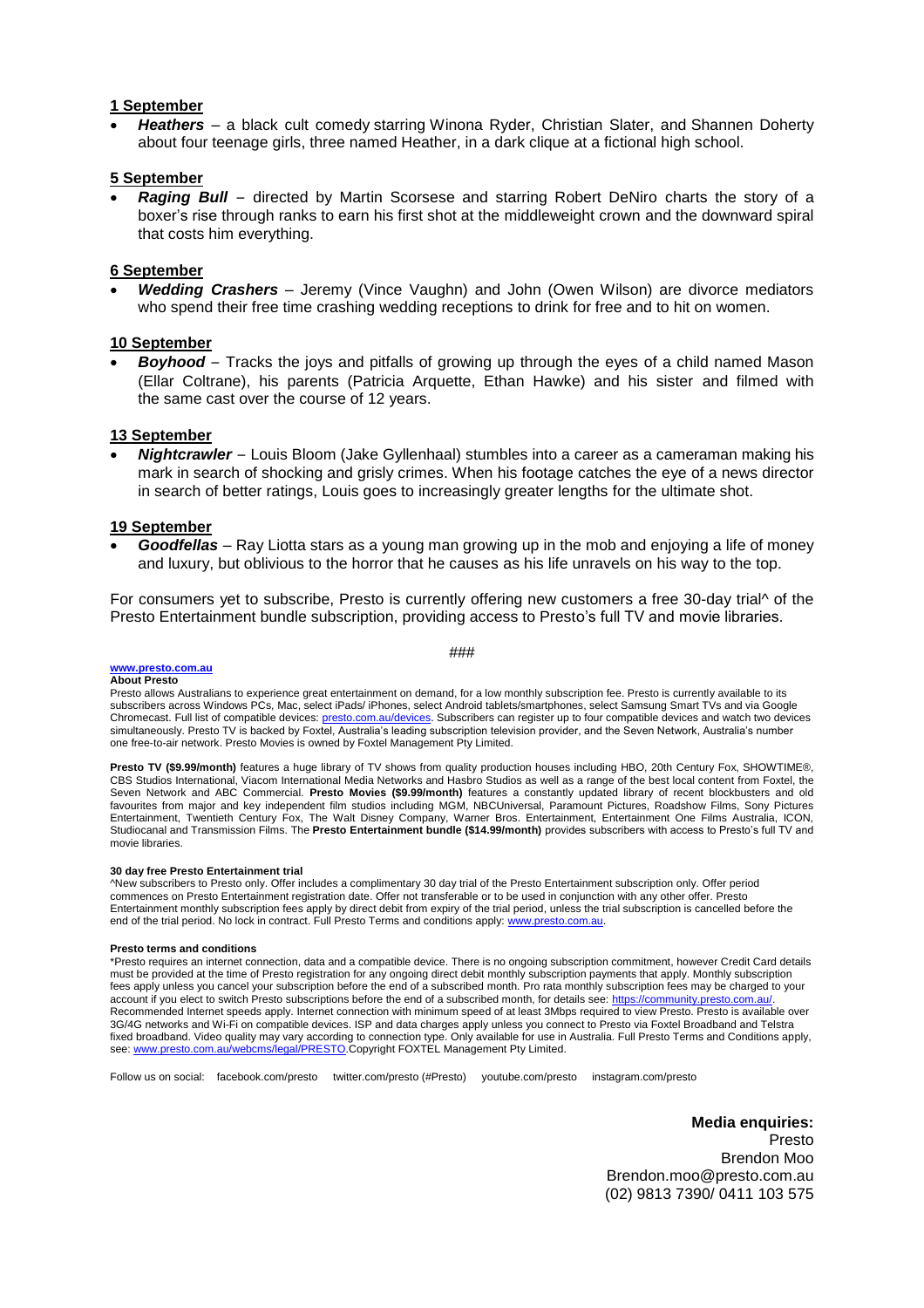**1 September**

- ***Heathers*** – a black cult comedy starring Winona Ryder, Christian Slater, and Shannen Doherty about four teenage girls, three named Heather, in a dark clique at a fictional high school.

**5 September**

- ***Raging Bull*** – directed by Martin Scorsese and starring Robert DeNiro charts the story of a boxer's rise through ranks to earn his first shot at the middleweight crown and the downward spiral that costs him everything.

**6 September**

- ***Wedding Crashers*** – Jeremy (Vince Vaughn) and John (Owen Wilson) are divorce mediators who spend their free time crashing wedding receptions to drink for free and to hit on women.

**10 September**

- ***Boyhood*** – Tracks the joys and pitfalls of growing up through the eyes of a child named Mason (Ellar Coltrane), his parents (Patricia Arquette, Ethan Hawke) and his sister and filmed with the same cast over the course of 12 years.

**13 September**

- ***Nightcrawler*** – Louis Bloom (Jake Gyllenhaal) stumbles into a career as a cameraman making his mark in search of shocking and grisly crimes. When his footage catches the eye of a news director in search of better ratings, Louis goes to increasingly greater lengths for the ultimate shot.

**19 September**

- ***Goodfellas*** – Ray Liotta stars as a young man growing up in the mob and enjoying a life of money and luxury, but oblivious to the horror that he causes as his life unravels on his way to the top.

For consumers yet to subscribe, Presto is currently offering new customers a free 30-day trial^ of the Presto Entertainment bundle subscription, providing access to Presto's full TV and movie libraries.

###

www.presto.com.au

**About Presto**

Presto allows Australians to experience great entertainment on demand, for a low monthly subscription fee. Presto is currently available to its subscribers across Windows PCs, Mac, select iPads/ iPhones, select Android tablets/smartphones, select Samsung Smart TVs and via Google Chromecast. Full list of compatible devices: presto.com.au/devices. Subscribers can register up to four compatible devices and watch two devices simultaneously. Presto TV is backed by Foxtel, Australia's leading subscription television provider, and the Seven Network, Australia's number one free-to-air network. Presto Movies is owned by Foxtel Management Pty Limited.

**Presto TV ($9.99/month)** features a huge library of TV shows from quality production houses including HBO, 20th Century Fox, SHOWTIME®, CBS Studios International, Viacom International Media Networks and Hasbro Studios as well as a range of the best local content from Foxtel, the Seven Network and ABC Commercial. **Presto Movies ($9.99/month)** features a constantly updated library of recent blockbusters and old favourites from major and key independent film studios including MGM, NBCUniversal, Paramount Pictures, Roadshow Films, Sony Pictures Entertainment, Twentieth Century Fox, The Walt Disney Company, Warner Bros. Entertainment, Entertainment One Films Australia, ICON, Studiocanal and Transmission Films. The **Presto Entertainment bundle ($14.99/month)** provides subscribers with access to Presto's full TV and movie libraries.

**30 day free Presto Entertainment trial**

^New subscribers to Presto only. Offer includes a complimentary 30 day trial of the Presto Entertainment subscription only. Offer period commences on Presto Entertainment registration date. Offer not transferable or to be used in conjunction with any other offer. Presto Entertainment monthly subscription fees apply by direct debit from expiry of the trial period, unless the trial subscription is cancelled before the end of the trial period. No lock in contract. Full Presto Terms and conditions apply: www.presto.com.au.

**Presto terms and conditions**

*Presto requires an internet connection, data and a compatible device. There is no ongoing subscription commitment, however Credit Card details must be provided at the time of Presto registration for any ongoing direct debit monthly subscription payments that apply. Monthly subscription fees apply unless you cancel your subscription before the end of a subscribed month. Pro rata monthly subscription fees may be charged to your account if you elect to switch Presto subscriptions before the end of a subscribed month, for details see: https://community.presto.com.au/. Recommended Internet speeds apply. Internet connection with minimum speed of at least 3Mbps required to view Presto. Presto is available over 3G/4G networks and Wi-Fi on compatible devices. ISP and data charges apply unless you connect to Presto via Foxtel Broadband and Telstra fixed broadband. Video quality may vary according to connection type. Only available for use in Australia. Full Presto Terms and Conditions apply, see: www.presto.com.au/webcms/legal/PRESTO.Copyright FOXTEL Management Pty Limited.

Follow us on social: facebook.com/presto twitter.com/presto (#Presto) youtube.com/presto instagram.com/presto

**Media enquiries:**
Presto
Brendon Moo
Brendon.moo@presto.com.au
(02) 9813 7390/ 0411 103 575